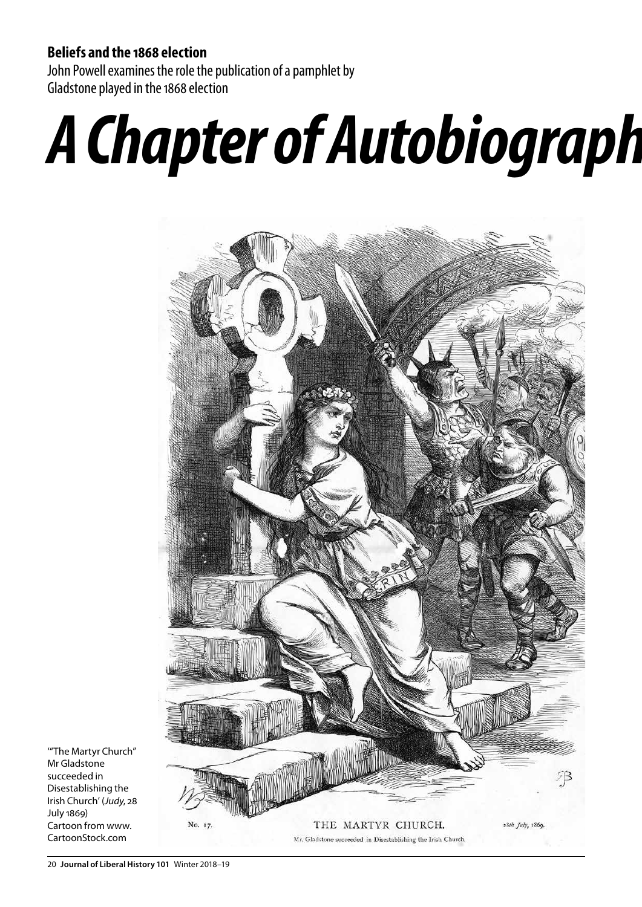**Beliefs and the 1868 election**

John Powell examines the role the publication of a pamphlet by Gladstone played in the 1868 election

# *A Chapter of Autobiograph*

'"The Martyr Church" Mr Gladstone succeeded in Disestablishing the Irish Church' (*Judy*, 28 July 1869) Cartoon from www.CartoonStock.com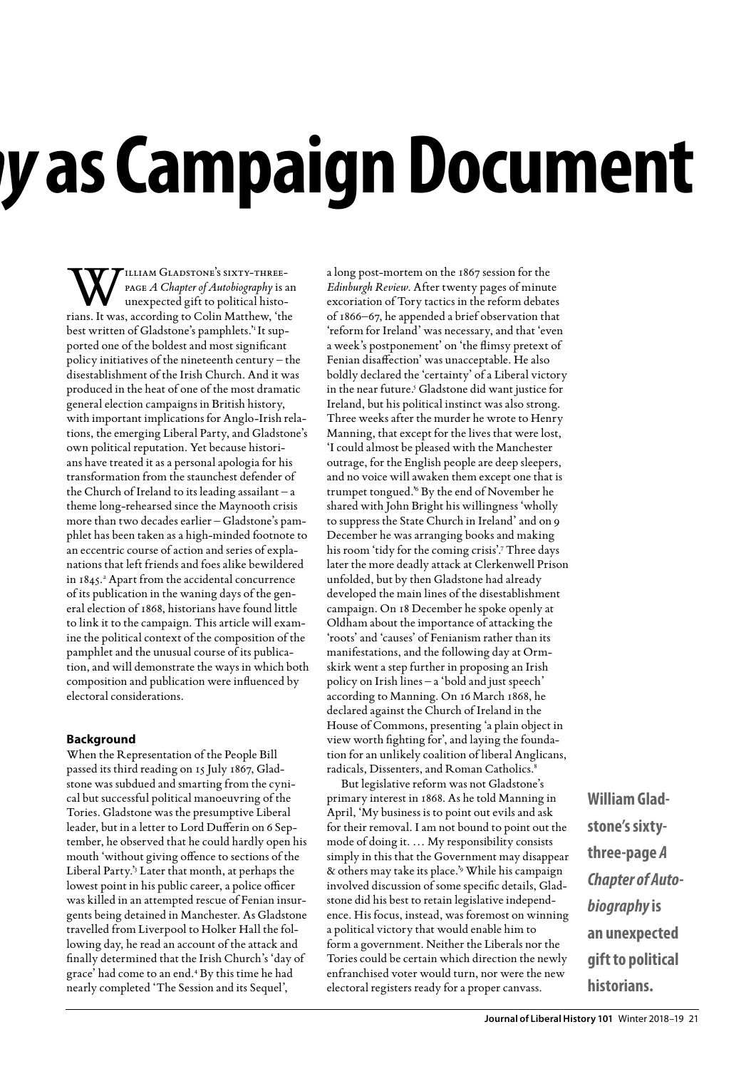# y as Campaign Document

William Gladstone's sixty-three-page *A Chapter of Autobiography* is an unexpected gift to political historians. It was, according to Colin Matthew, 'the best written of Gladstone's pamphlets.'[1] It supported one of the boldest and most significant policy initiatives of the nineteenth century – the disestablishment of the Irish Church. And it was produced in the heat of one of the most dramatic general election campaigns in British history, with important implications for Anglo-Irish relations, the emerging Liberal Party, and Gladstone's own political reputation. Yet because historians have treated it as a personal apologia for his transformation from the staunchest defender of the Church of Ireland to its leading assailant – a theme long-rehearsed since the Maynooth crisis more than two decades earlier – Gladstone's pamphlet has been taken as a high-minded footnote to an eccentric course of action and series of explanations that left friends and foes alike bewildered in 1845.[2] Apart from the accidental concurrence of its publication in the waning days of the general election of 1868, historians have found little to link it to the campaign. This article will examine the political context of the composition of the pamphlet and the unusual course of its publication, and will demonstrate the ways in which both composition and publication were influenced by electoral considerations.

## Background

When the Representation of the People Bill passed its third reading on 15 July 1867, Gladstone was subdued and smarting from the cynical but successful political manoeuvring of the Tories. Gladstone was the presumptive Liberal leader, but in a letter to Lord Dufferin on 6 September, he observed that he could hardly open his mouth 'without giving offence to sections of the Liberal Party.'[3] Later that month, at perhaps the lowest point in his public career, a police officer was killed in an attempted rescue of Fenian insurgents being detained in Manchester. As Gladstone travelled from Liverpool to Holker Hall the following day, he read an account of the attack and finally determined that the Irish Church's 'day of grace' had come to an end.[4] By this time he had nearly completed 'The Session and its Sequel', a long post-mortem on the 1867 session for the *Edinburgh Review*. After twenty pages of minute excoriation of Tory tactics in the reform debates of 1866–67, he appended a brief observation that 'reform for Ireland' was necessary, and that 'even a week's postponement' on 'the flimsy pretext of Fenian disaffection' was unacceptable. He also boldly declared the 'certainty' of a Liberal victory in the near future.[5] Gladstone did want justice for Ireland, but his political instinct was also strong. Three weeks after the murder he wrote to Henry Manning, that except for the lives that were lost, 'I could almost be pleased with the Manchester outrage, for the English people are deep sleepers, and no voice will awaken them except one that is trumpet tongued.'[6] By the end of November he shared with John Bright his willingness 'wholly to suppress the State Church in Ireland' and on 9 December he was arranging books and making his room 'tidy for the coming crisis'.[7] Three days later the more deadly attack at Clerkenwell Prison unfolded, but by then Gladstone had already developed the main lines of the disestablishment campaign. On 18 December he spoke openly at Oldham about the importance of attacking the 'roots' and 'causes' of Fenianism rather than its manifestations, and the following day at Ormskirk went a step further in proposing an Irish policy on Irish lines – a 'bold and just speech' according to Manning. On 16 March 1868, he declared against the Church of Ireland in the House of Commons, presenting 'a plain object in view worth fighting for', and laying the foundation for an unlikely coalition of liberal Anglicans, radicals, Dissenters, and Roman Catholics.[8]

But legislative reform was not Gladstone's primary interest in 1868. As he told Manning in April, 'My business is to point out evils and ask for their removal. I am not bound to point out the mode of doing it. … My responsibility consists simply in this that the Government may disappear & others may take its place.'[9] While his campaign involved discussion of some specific details, Gladstone did his best to retain legislative independence. His focus, instead, was foremost on winning a political victory that would enable him to form a government. Neither the Liberals nor the Tories could be certain which direction the newly enfranchised voter would turn, nor were the new electoral registers ready for a proper canvass.

**William Gladstone's sixty-three-page *A Chapter of Autobiography* is an unexpected gift to political historians.**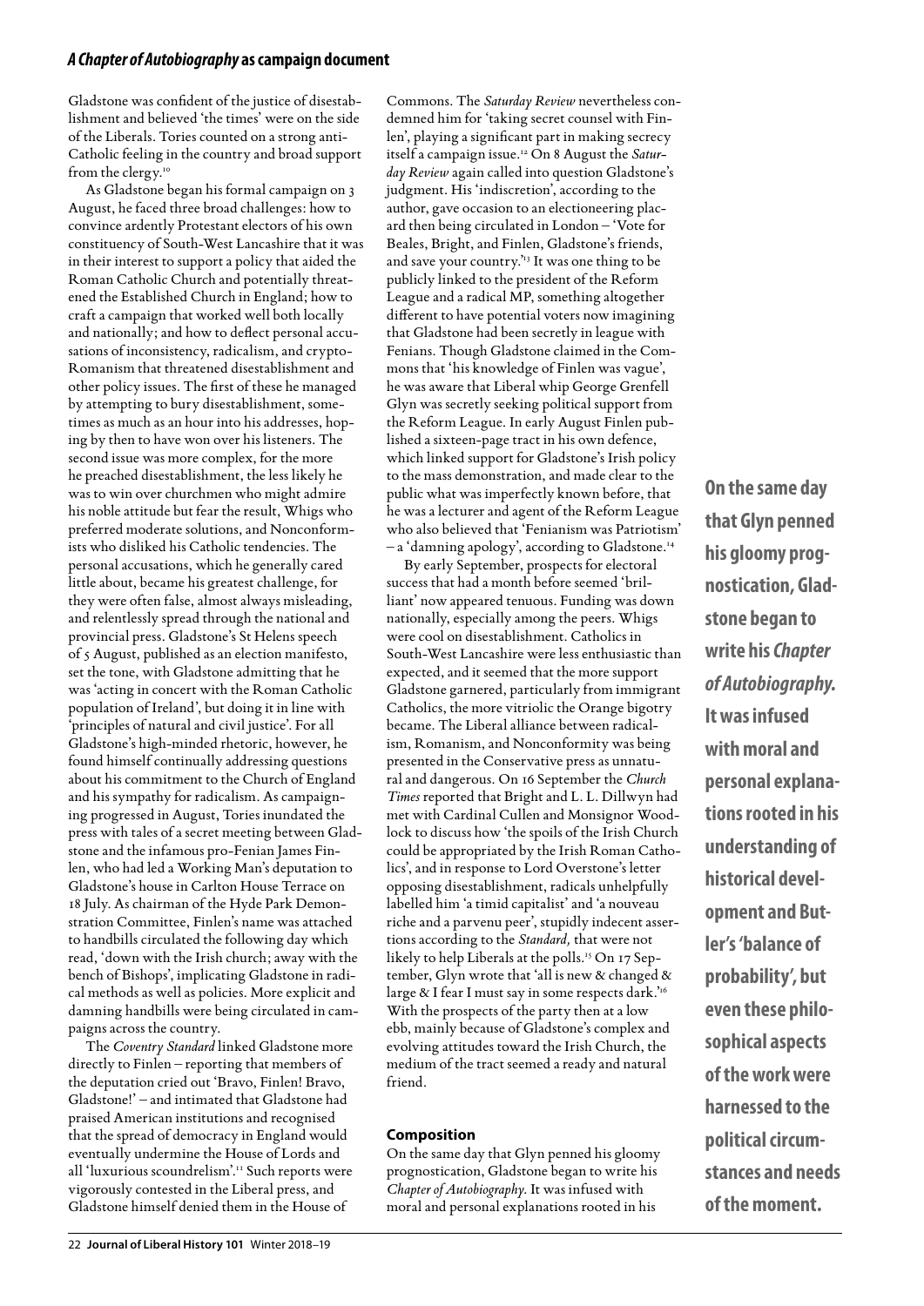Gladstone was confident of the justice of disestablishment and believed 'the times' were on the side of the Liberals. Tories counted on a strong anti-Catholic feeling in the country and broad support from the clergy.[10]

As Gladstone began his formal campaign on 3 August, he faced three broad challenges: how to convince ardently Protestant electors of his own constituency of South-West Lancashire that it was in their interest to support a policy that aided the Roman Catholic Church and potentially threatened the Established Church in England; how to craft a campaign that worked well both locally and nationally; and how to deflect personal accusations of inconsistency, radicalism, and crypto-Romanism that threatened disestablishment and other policy issues. The first of these he managed by attempting to bury disestablishment, sometimes as much as an hour into his addresses, hoping by then to have won over his listeners. The second issue was more complex, for the more he preached disestablishment, the less likely he was to win over churchmen who might admire his noble attitude but fear the result, Whigs who preferred moderate solutions, and Nonconformists who disliked his Catholic tendencies. The personal accusations, which he generally cared little about, became his greatest challenge, for they were often false, almost always misleading, and relentlessly spread through the national and provincial press. Gladstone's St Helens speech of 5 August, published as an election manifesto, set the tone, with Gladstone admitting that he was 'acting in concert with the Roman Catholic population of Ireland', but doing it in line with 'principles of natural and civil justice'. For all Gladstone's high-minded rhetoric, however, he found himself continually addressing questions about his commitment to the Church of England and his sympathy for radicalism. As campaigning progressed in August, Tories inundated the press with tales of a secret meeting between Gladstone and the infamous pro-Fenian James Finlen, who had led a Working Man's deputation to Gladstone's house in Carlton House Terrace on 18 July. As chairman of the Hyde Park Demonstration Committee, Finlen's name was attached to handbills circulated the following day which read, 'down with the Irish church; away with the bench of Bishops', implicating Gladstone in radical methods as well as policies. More explicit and damning handbills were being circulated in campaigns across the country.

The *Coventry Standard* linked Gladstone more directly to Finlen – reporting that members of the deputation cried out 'Bravo, Finlen! Bravo, Gladstone!' – and intimated that Gladstone had praised American institutions and recognised that the spread of democracy in England would eventually undermine the House of Lords and all 'luxurious scoundrelism'.[11] Such reports were vigorously contested in the Liberal press, and Gladstone himself denied them in the House of Commons. The *Saturday Review* nevertheless condemned him for 'taking secret counsel with Finlen', playing a significant part in making secrecy itself a campaign issue.[12] On 8 August the *Saturday Review* again called into question Gladstone's judgment. His 'indiscretion', according to the author, gave occasion to an electioneering placard then being circulated in London – 'Vote for Beales, Bright, and Finlen, Gladstone's friends, and save your country.'[13] It was one thing to be publicly linked to the president of the Reform League and a radical MP, something altogether different to have potential voters now imagining that Gladstone had been secretly in league with Fenians. Though Gladstone claimed in the Commons that 'his knowledge of Finlen was vague', he was aware that Liberal whip George Grenfell Glyn was secretly seeking political support from the Reform League. In early August Finlen published a sixteen-page tract in his own defence, which linked support for Gladstone's Irish policy to the mass demonstration, and made clear to the public what was imperfectly known before, that he was a lecturer and agent of the Reform League who also believed that 'Fenianism was Patriotism' – a 'damning apology', according to Gladstone.[14]

By early September, prospects for electoral success that had a month before seemed 'brilliant' now appeared tenuous. Funding was down nationally, especially among the peers. Whigs were cool on disestablishment. Catholics in South-West Lancashire were less enthusiastic than expected, and it seemed that the more support Gladstone garnered, particularly from immigrant Catholics, the more vitriolic the Orange bigotry became. The Liberal alliance between radicalism, Romanism, and Nonconformity was being presented in the Conservative press as unnatural and dangerous. On 16 September the *Church Times* reported that Bright and L. L. Dillwyn had met with Cardinal Cullen and Monsignor Woodlock to discuss how 'the spoils of the Irish Church could be appropriated by the Irish Roman Catholics', and in response to Lord Overstone's letter opposing disestablishment, radicals unhelpfully labelled him 'a timid capitalist' and 'a nouveau riche and a parvenu peer', stupidly indecent assertions according to the *Standard,* that were not likely to help Liberals at the polls.[15] On 17 September, Glyn wrote that 'all is new & changed & large & I fear I must say in some respects dark.'[16] With the prospects of the party then at a low ebb, mainly because of Gladstone's complex and evolving attitudes toward the Irish Church, the medium of the tract seemed a ready and natural friend.

### Composition

On the same day that Glyn penned his gloomy prognostication, Gladstone began to write his *Chapter of Autobiography.* It was infused with moral and personal explanations rooted in his

**On the same day that Glyn penned his gloomy prognostication, Gladstone began to write his *Chapter of Autobiography.* It was infused with moral and personal explanations rooted in his understanding of historical development and Butler's 'balance of probability', but even these philosophical aspects of the work were harnessed to the political circumstances and needs of the moment.**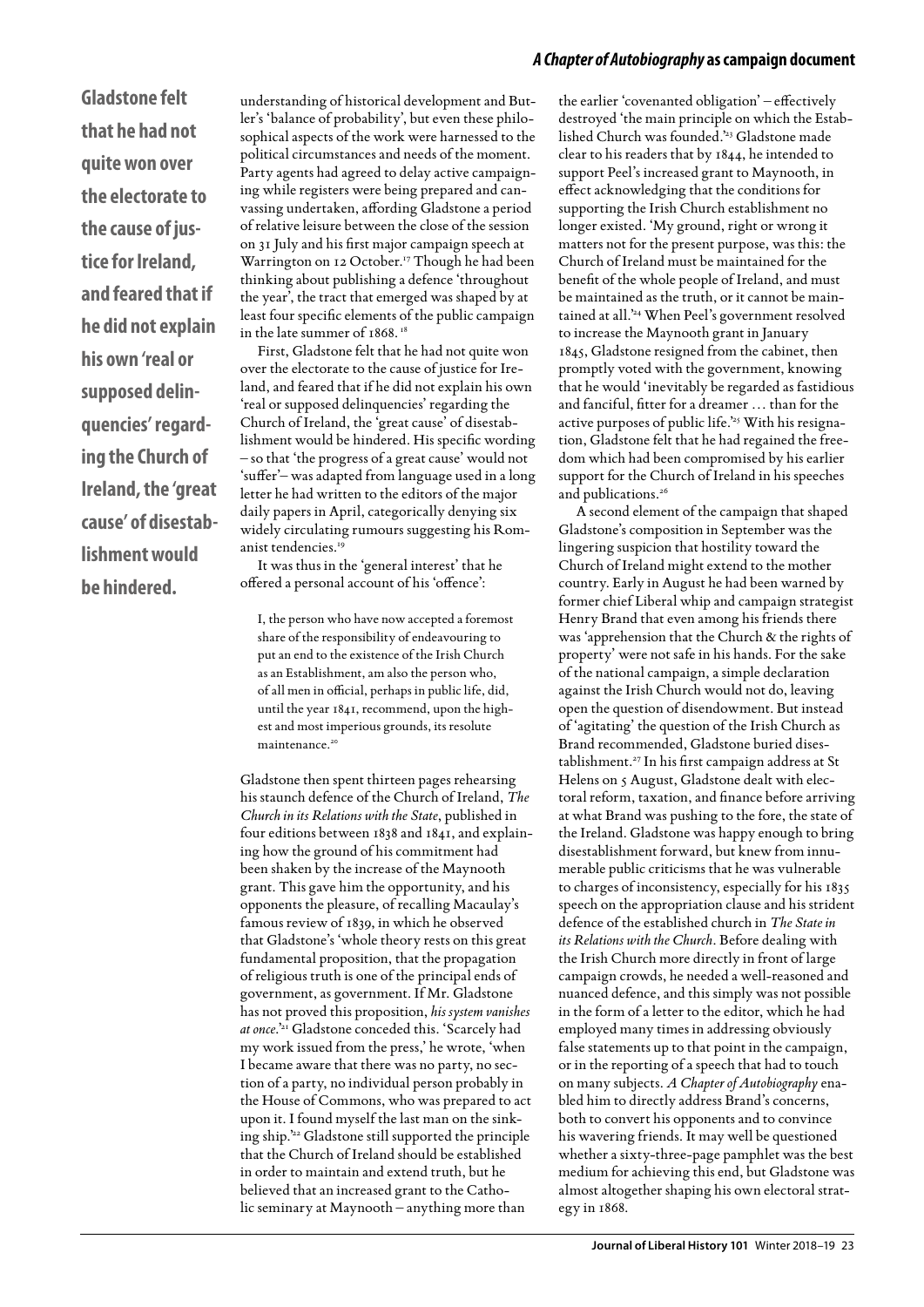understanding of historical development and Butler's 'balance of probability', but even these philosophical aspects of the work were harnessed to the political circumstances and needs of the moment. Party agents had agreed to delay active campaigning while registers were being prepared and canvassing undertaken, affording Gladstone a period of relative leisure between the close of the session on 31 July and his first major campaign speech at Warrington on 12 October.[17] Though he had been thinking about publishing a defence 'throughout the year', the tract that emerged was shaped by at least four specific elements of the public campaign in the late summer of 1868.[18]

First, Gladstone felt that he had not quite won over the electorate to the cause of justice for Ireland, and feared that if he did not explain his own 'real or supposed delinquencies' regarding the Church of Ireland, the 'great cause' of disestablishment would be hindered. His specific wording – so that 'the progress of a great cause' would not 'suffer'– was adapted from language used in a long letter he had written to the editors of the major daily papers in April, categorically denying six widely circulating rumours suggesting his Romanist tendencies.[19]

It was thus in the 'general interest' that he offered a personal account of his 'offence':

> I, the person who have now accepted a foremost share of the responsibility of endeavouring to put an end to the existence of the Irish Church as an Establishment, am also the person who, of all men in official, perhaps in public life, did, until the year 1841, recommend, upon the highest and most imperious grounds, its resolute maintenance.[20]

Gladstone then spent thirteen pages rehearsing his staunch defence of the Church of Ireland, *The Church in its Relations with the State*, published in four editions between 1838 and 1841, and explaining how the ground of his commitment had been shaken by the increase of the Maynooth grant. This gave him the opportunity, and his opponents the pleasure, of recalling Macaulay's famous review of 1839, in which he observed that Gladstone's 'whole theory rests on this great fundamental proposition, that the propagation of religious truth is one of the principal ends of government, as government. If Mr. Gladstone has not proved this proposition, *his system vanishes at once*.'[21] Gladstone conceded this. 'Scarcely had my work issued from the press,' he wrote, 'when I became aware that there was no party, no section of a party, no individual person probably in the House of Commons, who was prepared to act upon it. I found myself the last man on the sinking ship.'[22] Gladstone still supported the principle that the Church of Ireland should be established in order to maintain and extend truth, but he believed that an increased grant to the Catholic seminary at Maynooth – anything more than the earlier 'covenanted obligation' – effectively destroyed 'the main principle on which the Established Church was founded.'[23] Gladstone made clear to his readers that by 1844, he intended to support Peel's increased grant to Maynooth, in effect acknowledging that the conditions for supporting the Irish Church establishment no longer existed. 'My ground, right or wrong it matters not for the present purpose, was this: the Church of Ireland must be maintained for the benefit of the whole people of Ireland, and must be maintained as the truth, or it cannot be maintained at all.'[24] When Peel's government resolved to increase the Maynooth grant in January 1845, Gladstone resigned from the cabinet, then promptly voted with the government, knowing that he would 'inevitably be regarded as fastidious and fanciful, fitter for a dreamer … than for the active purposes of public life.'[25] With his resignation, Gladstone felt that he had regained the freedom which had been compromised by his earlier support for the Church of Ireland in his speeches and publications.[26]

A second element of the campaign that shaped Gladstone's composition in September was the lingering suspicion that hostility toward the Church of Ireland might extend to the mother country. Early in August he had been warned by former chief Liberal whip and campaign strategist Henry Brand that even among his friends there was 'apprehension that the Church & the rights of property' were not safe in his hands. For the sake of the national campaign, a simple declaration against the Irish Church would not do, leaving open the question of disendowment. But instead of 'agitating' the question of the Irish Church as Brand recommended, Gladstone buried disestablishment.[27] In his first campaign address at St Helens on 5 August, Gladstone dealt with electoral reform, taxation, and finance before arriving at what Brand was pushing to the fore, the state of the Ireland. Gladstone was happy enough to bring disestablishment forward, but knew from innumerable public criticisms that he was vulnerable to charges of inconsistency, especially for his 1835 speech on the appropriation clause and his strident defence of the established church in *The State in its Relations with the Church*. Before dealing with the Irish Church more directly in front of large campaign crowds, he needed a well-reasoned and nuanced defence, and this simply was not possible in the form of a letter to the editor, which he had employed many times in addressing obviously false statements up to that point in the campaign, or in the reporting of a speech that had to touch on many subjects. *A Chapter of Autobiography* enabled him to directly address Brand's concerns, both to convert his opponents and to convince his wavering friends. It may well be questioned whether a sixty-three-page pamphlet was the best medium for achieving this end, but Gladstone was almost altogether shaping his own electoral strategy in 1868.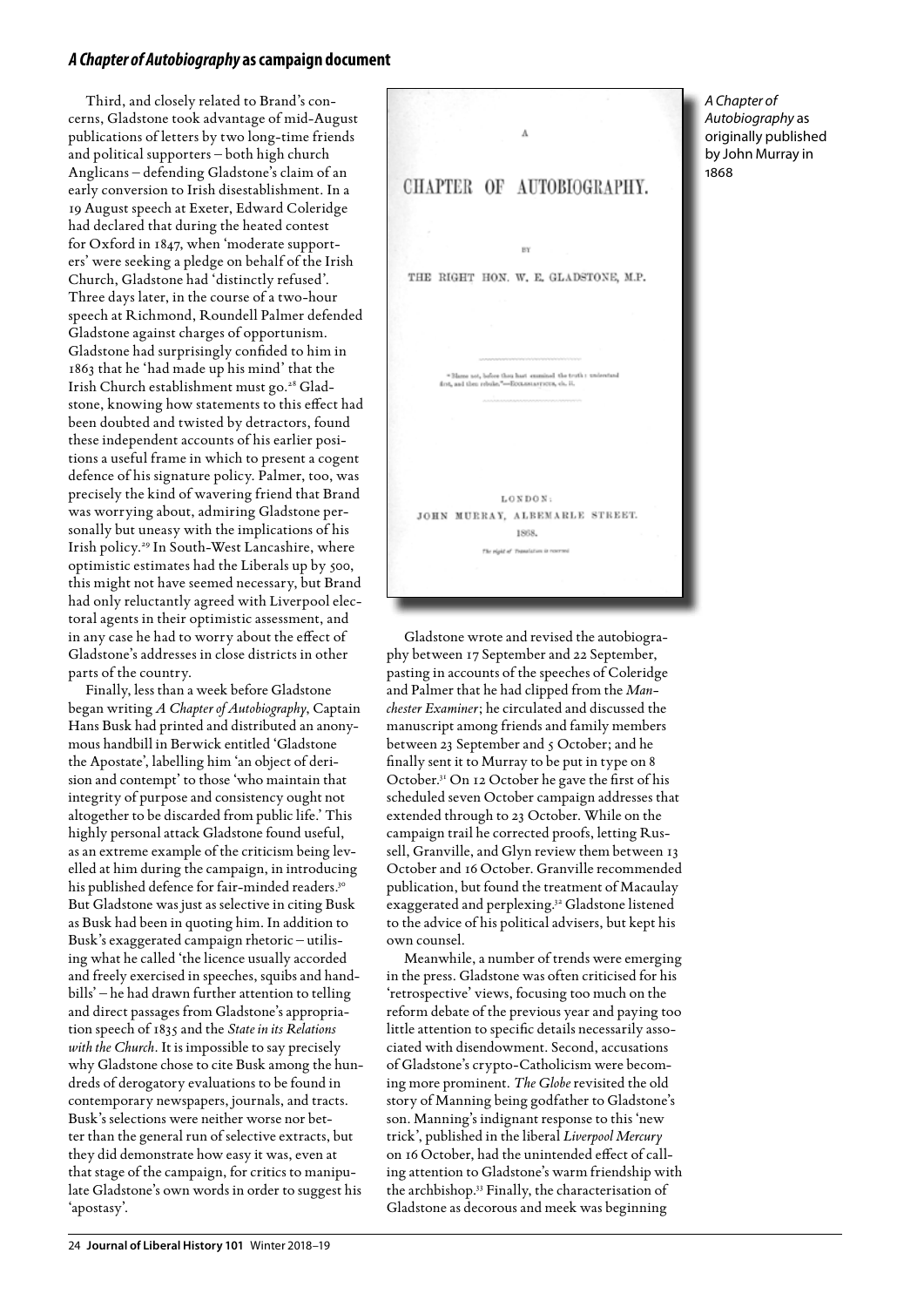## *A Chapter of Autobiography* as campaign document

Third, and closely related to Brand's concerns, Gladstone took advantage of mid-August publications of letters by two long-time friends and political supporters – both high church Anglicans – defending Gladstone's claim of an early conversion to Irish disestablishment. In a 19 August speech at Exeter, Edward Coleridge had declared that during the heated contest for Oxford in 1847, when 'moderate supporters' were seeking a pledge on behalf of the Irish Church, Gladstone had 'distinctly refused'. Three days later, in the course of a two-hour speech at Richmond, Roundell Palmer defended Gladstone against charges of opportunism. Gladstone had surprisingly confided to him in 1863 that he 'had made up his mind' that the Irish Church establishment must go.[28] Gladstone, knowing how statements to this effect had been doubted and twisted by detractors, found these independent accounts of his earlier positions a useful frame in which to present a cogent defence of his signature policy. Palmer, too, was precisely the kind of wavering friend that Brand was worrying about, admiring Gladstone personally but uneasy with the implications of his Irish policy.[29] In South-West Lancashire, where optimistic estimates had the Liberals up by 500, this might not have seemed necessary, but Brand had only reluctantly agreed with Liverpool electoral agents in their optimistic assessment, and in any case he had to worry about the effect of Gladstone's addresses in close districts in other parts of the country.

Finally, less than a week before Gladstone began writing *A Chapter of Autobiography*, Captain Hans Busk had printed and distributed an anonymous handbill in Berwick entitled 'Gladstone the Apostate', labelling him 'an object of derision and contempt' to those 'who maintain that integrity of purpose and consistency ought not altogether to be discarded from public life.' This highly personal attack Gladstone found useful, as an extreme example of the criticism being levelled at him during the campaign, in introducing his published defence for fair-minded readers.[30] But Gladstone was just as selective in citing Busk as Busk had been in quoting him. In addition to Busk's exaggerated campaign rhetoric – utilising what he called 'the licence usually accorded and freely exercised in speeches, squibs and handbills' – he had drawn further attention to telling and direct passages from Gladstone's appropriation speech of 1835 and the *State in its Relations with the Church*. It is impossible to say precisely why Gladstone chose to cite Busk among the hundreds of derogatory evaluations to be found in contemporary newspapers, journals, and tracts. Busk's selections were neither worse nor better than the general run of selective extracts, but they did demonstrate how easy it was, even at that stage of the campaign, for critics to manipulate Gladstone's own words in order to suggest his 'apostasy'.

A

CHAPTER OF AUTOBIOGRAPHY.

BY

THE RIGHT HON. W. E. GLADSTONE, M.P.

"Blame not, before thou hast examined the truth: understand first, and then rebuke."—ECCLESIASTICUS, ch. ii.

LONDON:
JOHN MURRAY, ALBEMARLE STREET.
1868.
*The right of Translation is reserved.*

*A Chapter of Autobiography* as originally published by John Murray in 1868

Gladstone wrote and revised the autobiography between 17 September and 22 September, pasting in accounts of the speeches of Coleridge and Palmer that he had clipped from the *Manchester Examiner*; he circulated and discussed the manuscript among friends and family members between 23 September and 5 October; and he finally sent it to Murray to be put in type on 8 October.[31] On 12 October he gave the first of his scheduled seven October campaign addresses that extended through to 23 October. While on the campaign trail he corrected proofs, letting Russell, Granville, and Glyn review them between 13 October and 16 October. Granville recommended publication, but found the treatment of Macaulay exaggerated and perplexing.[32] Gladstone listened to the advice of his political advisers, but kept his own counsel.

Meanwhile, a number of trends were emerging in the press. Gladstone was often criticised for his 'retrospective' views, focusing too much on the reform debate of the previous year and paying too little attention to specific details necessarily associated with disendowment. Second, accusations of Gladstone's crypto-Catholicism were becoming more prominent. *The Globe* revisited the old story of Manning being godfather to Gladstone's son. Manning's indignant response to this 'new trick', published in the liberal *Liverpool Mercury* on 16 October, had the unintended effect of calling attention to Gladstone's warm friendship with the archbishop.[33] Finally, the characterisation of Gladstone as decorous and meek was beginning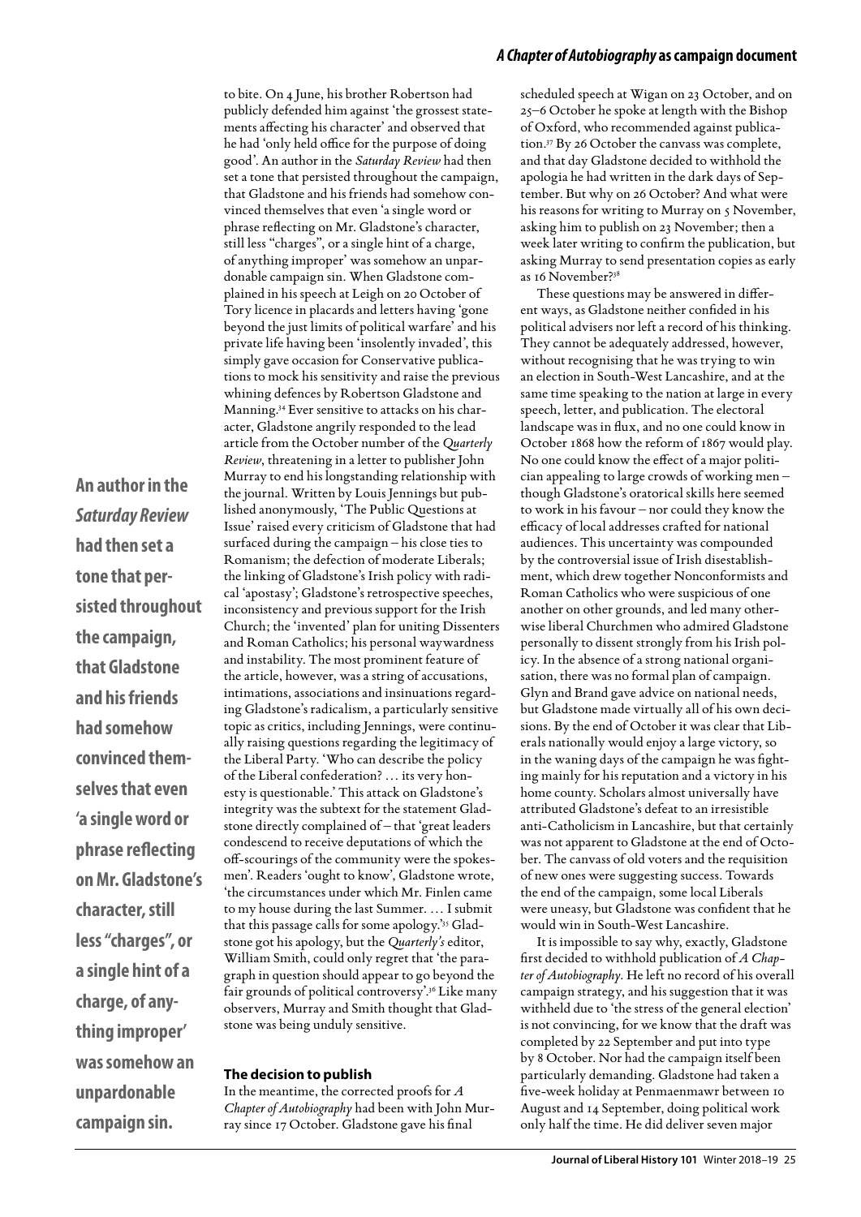to bite. On 4 June, his brother Robertson had publicly defended him against 'the grossest statements affecting his character' and observed that he had 'only held office for the purpose of doing good'. An author in the *Saturday Review* had then set a tone that persisted throughout the campaign, that Gladstone and his friends had somehow convinced themselves that even 'a single word or phrase reflecting on Mr. Gladstone's character, still less "charges", or a single hint of a charge, of anything improper' was somehow an unpardonable campaign sin. When Gladstone complained in his speech at Leigh on 20 October of Tory licence in placards and letters having 'gone beyond the just limits of political warfare' and his private life having been 'insolently invaded', this simply gave occasion for Conservative publications to mock his sensitivity and raise the previous whining defences by Robertson Gladstone and Manning.[34] Ever sensitive to attacks on his character, Gladstone angrily responded to the lead article from the October number of the *Quarterly Review*, threatening in a letter to publisher John Murray to end his longstanding relationship with the journal. Written by Louis Jennings but published anonymously, 'The Public Questions at Issue' raised every criticism of Gladstone that had surfaced during the campaign – his close ties to Romanism; the defection of moderate Liberals; the linking of Gladstone's Irish policy with radical 'apostasy'; Gladstone's retrospective speeches, inconsistency and previous support for the Irish Church; the 'invented' plan for uniting Dissenters and Roman Catholics; his personal waywardness and instability. The most prominent feature of the article, however, was a string of accusations, intimations, associations and insinuations regarding Gladstone's radicalism, a particularly sensitive topic as critics, including Jennings, were continually raising questions regarding the legitimacy of the Liberal Party. 'Who can describe the policy of the Liberal confederation? … its very honesty is questionable.' This attack on Gladstone's integrity was the subtext for the statement Gladstone directly complained of – that 'great leaders condescend to receive deputations of which the off-scourings of the community were the spokesmen'. Readers 'ought to know', Gladstone wrote, 'the circumstances under which Mr. Finlen came to my house during the last Summer. … I submit that this passage calls for some apology.'[35] Gladstone got his apology, but the *Quarterly's* editor, William Smith, could only regret that 'the paragraph in question should appear to go beyond the fair grounds of political controversy'.[36] Like many observers, Murray and Smith thought that Gladstone was being unduly sensitive.

**An author in the *Saturday Review* had then set a tone that persisted throughout the campaign, that Gladstone and his friends had somehow convinced themselves that even 'a single word or phrase reflecting on Mr. Gladstone's character, still less "charges", or a single hint of a charge, of anything improper' was somehow an unpardonable campaign sin.**

### The decision to publish

In the meantime, the corrected proofs for *A Chapter of Autobiography* had been with John Murray since 17 October. Gladstone gave his final scheduled speech at Wigan on 23 October, and on 25–6 October he spoke at length with the Bishop of Oxford, who recommended against publication.[37] By 26 October the canvass was complete, and that day Gladstone decided to withhold the apologia he had written in the dark days of September. But why on 26 October? And what were his reasons for writing to Murray on 5 November, asking him to publish on 23 November; then a week later writing to confirm the publication, but asking Murray to send presentation copies as early as 16 November?[38]

These questions may be answered in different ways, as Gladstone neither confided in his political advisers nor left a record of his thinking. They cannot be adequately addressed, however, without recognising that he was trying to win an election in South-West Lancashire, and at the same time speaking to the nation at large in every speech, letter, and publication. The electoral landscape was in flux, and no one could know in October 1868 how the reform of 1867 would play. No one could know the effect of a major politician appealing to large crowds of working men – though Gladstone's oratorical skills here seemed to work in his favour – nor could they know the efficacy of local addresses crafted for national audiences. This uncertainty was compounded by the controversial issue of Irish disestablishment, which drew together Nonconformists and Roman Catholics who were suspicious of one another on other grounds, and led many otherwise liberal Churchmen who admired Gladstone personally to dissent strongly from his Irish policy. In the absence of a strong national organisation, there was no formal plan of campaign. Glyn and Brand gave advice on national needs, but Gladstone made virtually all of his own decisions. By the end of October it was clear that Liberals nationally would enjoy a large victory, so in the waning days of the campaign he was fighting mainly for his reputation and a victory in his home county. Scholars almost universally have attributed Gladstone's defeat to an irresistible anti-Catholicism in Lancashire, but that certainly was not apparent to Gladstone at the end of October. The canvass of old voters and the requisition of new ones were suggesting success. Towards the end of the campaign, some local Liberals were uneasy, but Gladstone was confident that he would win in South-West Lancashire.

It is impossible to say why, exactly, Gladstone first decided to withhold publication of *A Chapter of Autobiography*. He left no record of his overall campaign strategy, and his suggestion that it was withheld due to 'the stress of the general election' is not convincing, for we know that the draft was completed by 22 September and put into type by 8 October. Nor had the campaign itself been particularly demanding. Gladstone had taken a five-week holiday at Penmaenmawr between 10 August and 14 September, doing political work only half the time. He did deliver seven major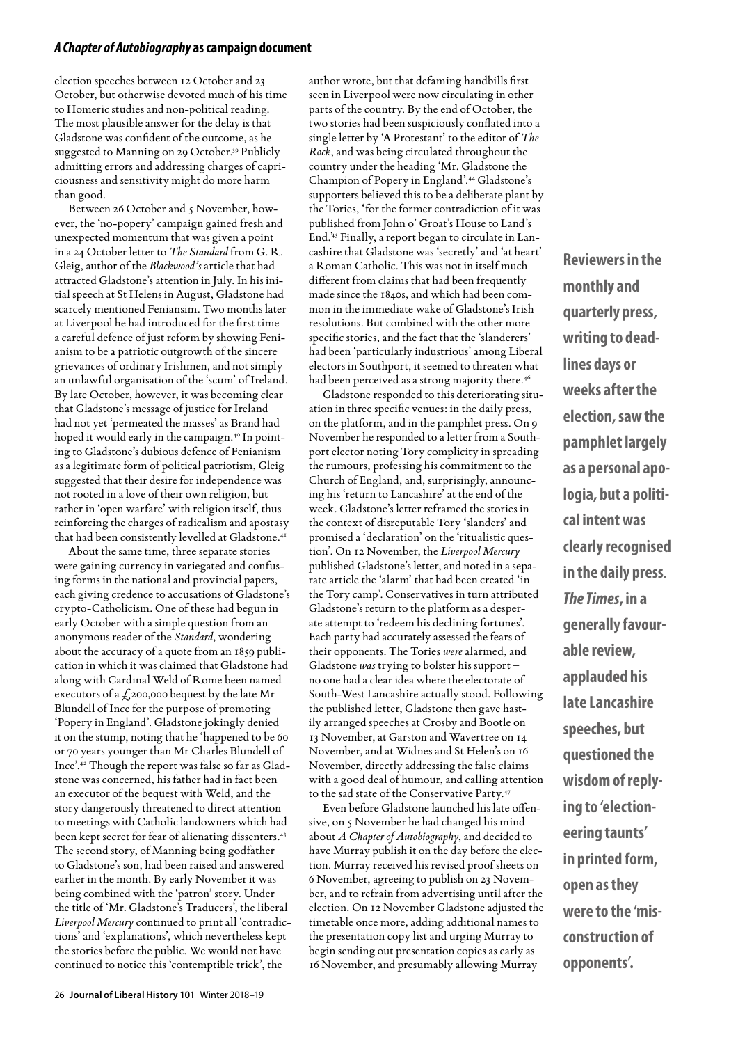election speeches between 12 October and 23 October, but otherwise devoted much of his time to Homeric studies and non-political reading. The most plausible answer for the delay is that Gladstone was confident of the outcome, as he suggested to Manning on 29 October.[39] Publicly admitting errors and addressing charges of capriciousness and sensitivity might do more harm than good.

Between 26 October and 5 November, however, the 'no-popery' campaign gained fresh and unexpected momentum that was given a point in a 24 October letter to *The Standard* from G. R. Gleig, author of the *Blackwood's* article that had attracted Gladstone's attention in July. In his initial speech at St Helens in August, Gladstone had scarcely mentioned Feniansim. Two months later at Liverpool he had introduced for the first time a careful defence of just reform by showing Fenianism to be a patriotic outgrowth of the sincere grievances of ordinary Irishmen, and not simply an unlawful organisation of the 'scum' of Ireland. By late October, however, it was becoming clear that Gladstone's message of justice for Ireland had not yet 'permeated the masses' as Brand had hoped it would early in the campaign.[40] In pointing to Gladstone's dubious defence of Fenianism as a legitimate form of political patriotism, Gleig suggested that their desire for independence was not rooted in a love of their own religion, but rather in 'open warfare' with religion itself, thus reinforcing the charges of radicalism and apostasy that had been consistently levelled at Gladstone.[41]

About the same time, three separate stories were gaining currency in variegated and confusing forms in the national and provincial papers, each giving credence to accusations of Gladstone's crypto-Catholicism. One of these had begun in early October with a simple question from an anonymous reader of the *Standard*, wondering about the accuracy of a quote from an 1859 publication in which it was claimed that Gladstone had along with Cardinal Weld of Rome been named executors of a £200,000 bequest by the late Mr Blundell of Ince for the purpose of promoting 'Popery in England'. Gladstone jokingly denied it on the stump, noting that he 'happened to be 60 or 70 years younger than Mr Charles Blundell of Ince'.[42] Though the report was false so far as Gladstone was concerned, his father had in fact been an executor of the bequest with Weld, and the story dangerously threatened to direct attention to meetings with Catholic landowners which had been kept secret for fear of alienating dissenters.[43] The second story, of Manning being godfather to Gladstone's son, had been raised and answered earlier in the month. By early November it was being combined with the 'patron' story. Under the title of 'Mr. Gladstone's Traducers', the liberal *Liverpool Mercury* continued to print all 'contradictions' and 'explanations', which nevertheless kept the stories before the public. We would not have continued to notice this 'contemptible trick', the author wrote, but that defaming handbills first seen in Liverpool were now circulating in other parts of the country. By the end of October, the two stories had been suspiciously conflated into a single letter by 'A Protestant' to the editor of *The Rock*, and was being circulated throughout the country under the heading 'Mr. Gladstone the Champion of Popery in England'.[44] Gladstone's supporters believed this to be a deliberate plant by the Tories, 'for the former contradiction of it was published from John o' Groat's House to Land's End.'[45] Finally, a report began to circulate in Lancashire that Gladstone was 'secretly' and 'at heart' a Roman Catholic. This was not in itself much different from claims that had been frequently made since the 1840s, and which had been common in the immediate wake of Gladstone's Irish resolutions. But combined with the other more specific stories, and the fact that the 'slanderers' had been 'particularly industrious' among Liberal electors in Southport, it seemed to threaten what had been perceived as a strong majority there.[46]

Gladstone responded to this deteriorating situation in three specific venues: in the daily press, on the platform, and in the pamphlet press. On 9 November he responded to a letter from a Southport elector noting Tory complicity in spreading the rumours, professing his commitment to the Church of England, and, surprisingly, announcing his 'return to Lancashire' at the end of the week. Gladstone's letter reframed the stories in the context of disreputable Tory 'slanders' and promised a 'declaration' on the 'ritualistic question'. On 12 November, the *Liverpool Mercury* published Gladstone's letter, and noted in a separate article the 'alarm' that had been created 'in the Tory camp'. Conservatives in turn attributed Gladstone's return to the platform as a desperate attempt to 'redeem his declining fortunes'. Each party had accurately assessed the fears of their opponents. The Tories *were* alarmed, and Gladstone *was* trying to bolster his support – no one had a clear idea where the electorate of South-West Lancashire actually stood. Following the published letter, Gladstone then gave hastily arranged speeches at Crosby and Bootle on 13 November, at Garston and Wavertree on 14 November, and at Widnes and St Helen's on 16 November, directly addressing the false claims with a good deal of humour, and calling attention to the sad state of the Conservative Party.[47]

Even before Gladstone launched his late offensive, on 5 November he had changed his mind about *A Chapter of Autobiography*, and decided to have Murray publish it on the day before the election. Murray received his revised proof sheets on 6 November, agreeing to publish on 23 November, and to refrain from advertising until after the election. On 12 November Gladstone adjusted the timetable once more, adding additional names to the presentation copy list and urging Murray to begin sending out presentation copies as early as 16 November, and presumably allowing Murray

**Reviewers in the monthly and quarterly press, writing to deadlines days or weeks after the election, saw the pamphlet largely as a personal apologia, but a political intent was clearly recognised in the daily press. *The Times*, in a generally favourable review, applauded his late Lancashire speeches, but questioned the wisdom of replying to 'electioneering taunts' in printed form, open as they were to the 'misconstruction of opponents'.**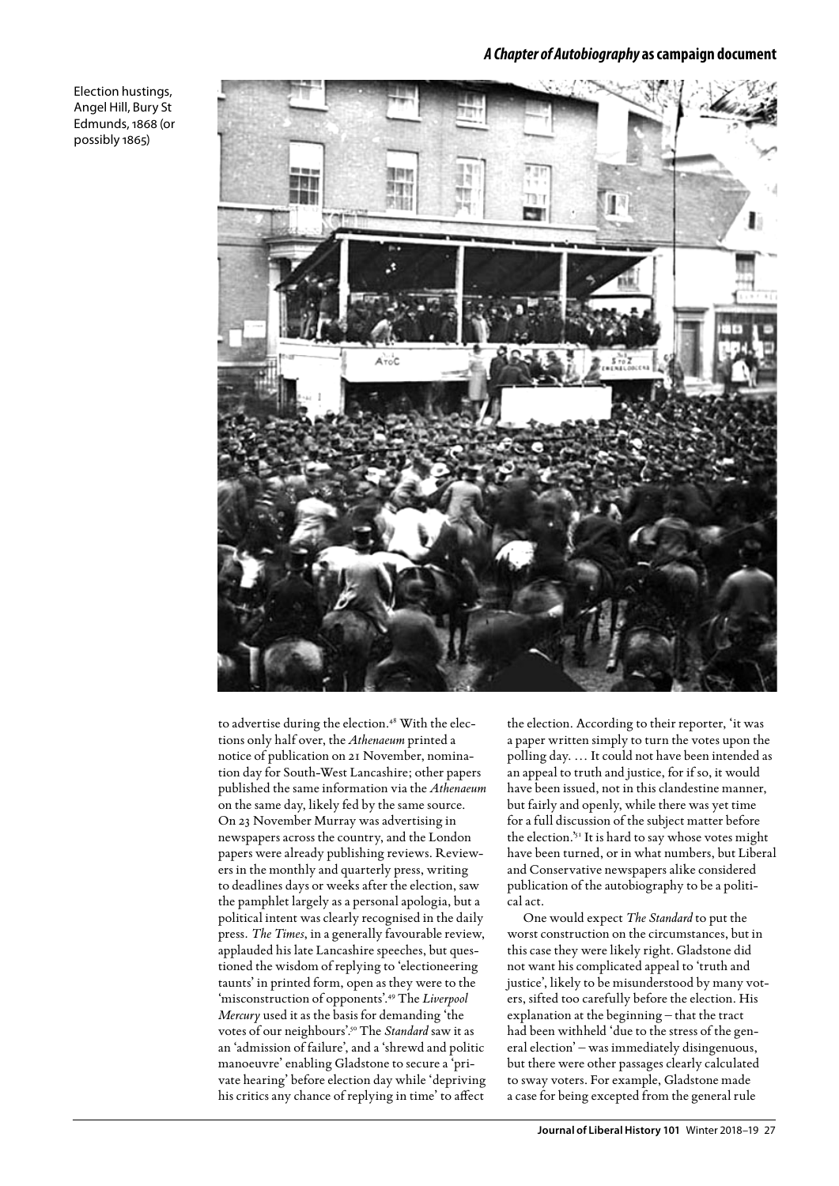Election hustings, Angel Hill, Bury St Edmunds, 1868 (or possibly 1865)

to advertise during the election.[48] With the elections only half over, the *Athenaeum* printed a notice of publication on 21 November, nomination day for South-West Lancashire; other papers published the same information via the *Athenaeum* on the same day, likely fed by the same source. On 23 November Murray was advertising in newspapers across the country, and the London papers were already publishing reviews. Reviewers in the monthly and quarterly press, writing to deadlines days or weeks after the election, saw the pamphlet largely as a personal apologia, but a political intent was clearly recognised in the daily press. *The Times*, in a generally favourable review, applauded his late Lancashire speeches, but questioned the wisdom of replying to 'electioneering taunts' in printed form, open as they were to the 'misconstruction of opponents'.[49] The *Liverpool Mercury* used it as the basis for demanding 'the votes of our neighbours'.[50] The *Standard* saw it as an 'admission of failure', and a 'shrewd and politic manoeuvre' enabling Gladstone to secure a 'private hearing' before election day while 'depriving his critics any chance of replying in time' to affect the election. According to their reporter, 'it was a paper written simply to turn the votes upon the polling day. … It could not have been intended as an appeal to truth and justice, for if so, it would have been issued, not in this clandestine manner, but fairly and openly, while there was yet time for a full discussion of the subject matter before the election.'[51] It is hard to say whose votes might have been turned, or in what numbers, but Liberal and Conservative newspapers alike considered publication of the autobiography to be a political act.

One would expect *The Standard* to put the worst construction on the circumstances, but in this case they were likely right. Gladstone did not want his complicated appeal to 'truth and justice', likely to be misunderstood by many voters, sifted too carefully before the election. His explanation at the beginning – that the tract had been withheld 'due to the stress of the general election' – was immediately disingenuous, but there were other passages clearly calculated to sway voters. For example, Gladstone made a case for being excepted from the general rule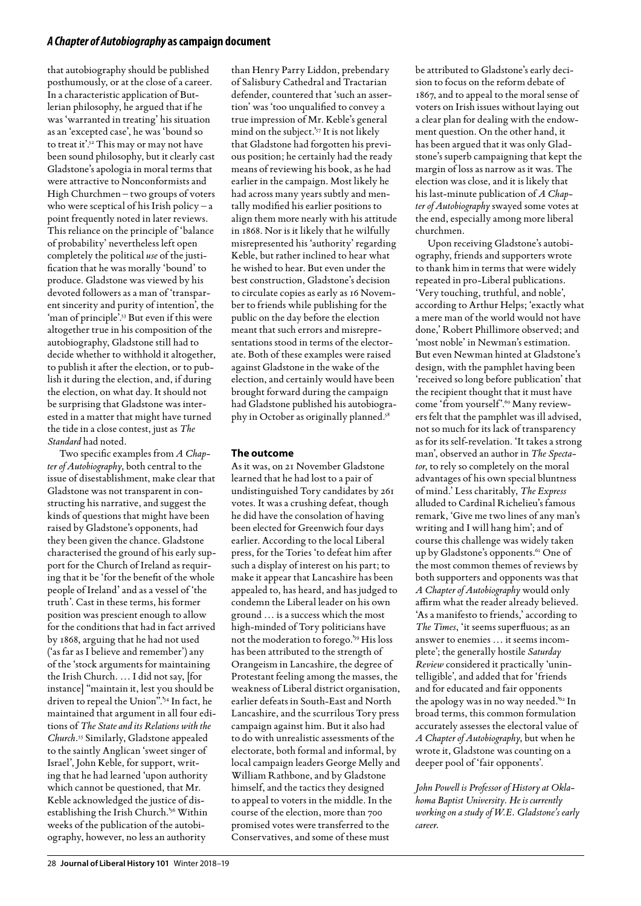that autobiography should be published posthumously, or at the close of a career. In a characteristic application of Butlerian philosophy, he argued that if he was 'warranted in treating' his situation as an 'excepted case', he was 'bound so to treat it'.[52] This may or may not have been sound philosophy, but it clearly cast Gladstone's apologia in moral terms that were attractive to Nonconformists and High Churchmen – two groups of voters who were sceptical of his Irish policy – a point frequently noted in later reviews. This reliance on the principle of 'balance of probability' nevertheless left open completely the political *use* of the justification that he was morally 'bound' to produce. Gladstone was viewed by his devoted followers as a man of 'transparent sincerity and purity of intention', the 'man of principle'.[53] But even if this were altogether true in his composition of the autobiography, Gladstone still had to decide whether to withhold it altogether, to publish it after the election, or to publish it during the election, and, if during the election, on what day. It should not be surprising that Gladstone was interested in a matter that might have turned the tide in a close contest, just as *The Standard* had noted.

Two specific examples from *A Chapter of Autobiography*, both central to the issue of disestablishment, make clear that Gladstone was not transparent in constructing his narrative, and suggest the kinds of questions that might have been raised by Gladstone's opponents, had they been given the chance. Gladstone characterised the ground of his early support for the Church of Ireland as requiring that it be 'for the benefit of the whole people of Ireland' and as a vessel of 'the truth'. Cast in these terms, his former position was prescient enough to allow for the conditions that had in fact arrived by 1868, arguing that he had not used ('as far as I believe and remember') any of the 'stock arguments for maintaining the Irish Church. … I did not say, [for instance] "maintain it, lest you should be driven to repeal the Union".'[54] In fact, he maintained that argument in all four editions of *The State and its Relations with the Church*.[55] Similarly, Gladstone appealed to the saintly Anglican 'sweet singer of Israel', John Keble, for support, writing that he had learned 'upon authority which cannot be questioned, that Mr. Keble acknowledged the justice of disestablishing the Irish Church.'[56] Within weeks of the publication of the autobiography, however, no less an authority than Henry Parry Liddon, prebendary of Salisbury Cathedral and Tractarian defender, countered that 'such an assertion' was 'too unqualified to convey a true impression of Mr. Keble's general mind on the subject.'[57] It is not likely that Gladstone had forgotten his previous position; he certainly had the ready means of reviewing his book, as he had earlier in the campaign. Most likely he had across many years subtly and mentally modified his earlier positions to align them more nearly with his attitude in 1868. Nor is it likely that he wilfully misrepresented his 'authority' regarding Keble, but rather inclined to hear what he wished to hear. But even under the best construction, Gladstone's decision to circulate copies as early as 16 November to friends while publishing for the public on the day before the election meant that such errors and misrepresentations stood in terms of the electorate. Both of these examples were raised against Gladstone in the wake of the election, and certainly would have been brought forward during the campaign had Gladstone published his autobiography in October as originally planned.[58]

## The outcome

As it was, on 21 November Gladstone learned that he had lost to a pair of undistinguished Tory candidates by 261 votes. It was a crushing defeat, though he did have the consolation of having been elected for Greenwich four days earlier. According to the local Liberal press, for the Tories 'to defeat him after such a display of interest on his part; to make it appear that Lancashire has been appealed to, has heard, and has judged to condemn the Liberal leader on his own ground … is a success which the most high-minded of Tory politicians have not the moderation to forego.'[59] His loss has been attributed to the strength of Orangeism in Lancashire, the degree of Protestant feeling among the masses, the weakness of Liberal district organisation, earlier defeats in South-East and North Lancashire, and the scurrilous Tory press campaign against him. But it also had to do with unrealistic assessments of the electorate, both formal and informal, by local campaign leaders George Melly and William Rathbone, and by Gladstone himself, and the tactics they designed to appeal to voters in the middle. In the course of the election, more than 700 promised votes were transferred to the Conservatives, and some of these must be attributed to Gladstone's early decision to focus on the reform debate of 1867, and to appeal to the moral sense of voters on Irish issues without laying out a clear plan for dealing with the endowment question. On the other hand, it has been argued that it was only Gladstone's superb campaigning that kept the margin of loss as narrow as it was. The election was close, and it is likely that his last-minute publication of *A Chapter of Autobiography* swayed some votes at the end, especially among more liberal churchmen.

Upon receiving Gladstone's autobiography, friends and supporters wrote to thank him in terms that were widely repeated in pro-Liberal publications. 'Very touching, truthful, and noble', according to Arthur Helps; 'exactly what a mere man of the world would not have done,' Robert Phillimore observed; and 'most noble' in Newman's estimation. But even Newman hinted at Gladstone's design, with the pamphlet having been 'received so long before publication' that the recipient thought that it must have come 'from yourself'.[60] Many reviewers felt that the pamphlet was ill advised, not so much for its lack of transparency as for its self-revelation. 'It takes a strong man', observed an author in *The Spectator*, to rely so completely on the moral advantages of his own special bluntness of mind.' Less charitably, *The Express* alluded to Cardinal Richelieu's famous remark, 'Give me two lines of any man's writing and I will hang him'; and of course this challenge was widely taken up by Gladstone's opponents.[61] One of the most common themes of reviews by both supporters and opponents was that *A Chapter of Autobiography* would only affirm what the reader already believed. 'As a manifesto to friends,' according to *The Times*, 'it seems superfluous; as an answer to enemies … it seems incomplete'; the generally hostile *Saturday Review* considered it practically 'unintelligible', and added that for 'friends and for educated and fair opponents the apology was in no way needed.'[62] In broad terms, this common formulation accurately assesses the electoral value of *A Chapter of Autobiography*, but when he wrote it, Gladstone was counting on a deeper pool of 'fair opponents'.

*John Powell is Professor of History at Oklahoma Baptist University. He is currently working on a study of W.E. Gladstone's early career.*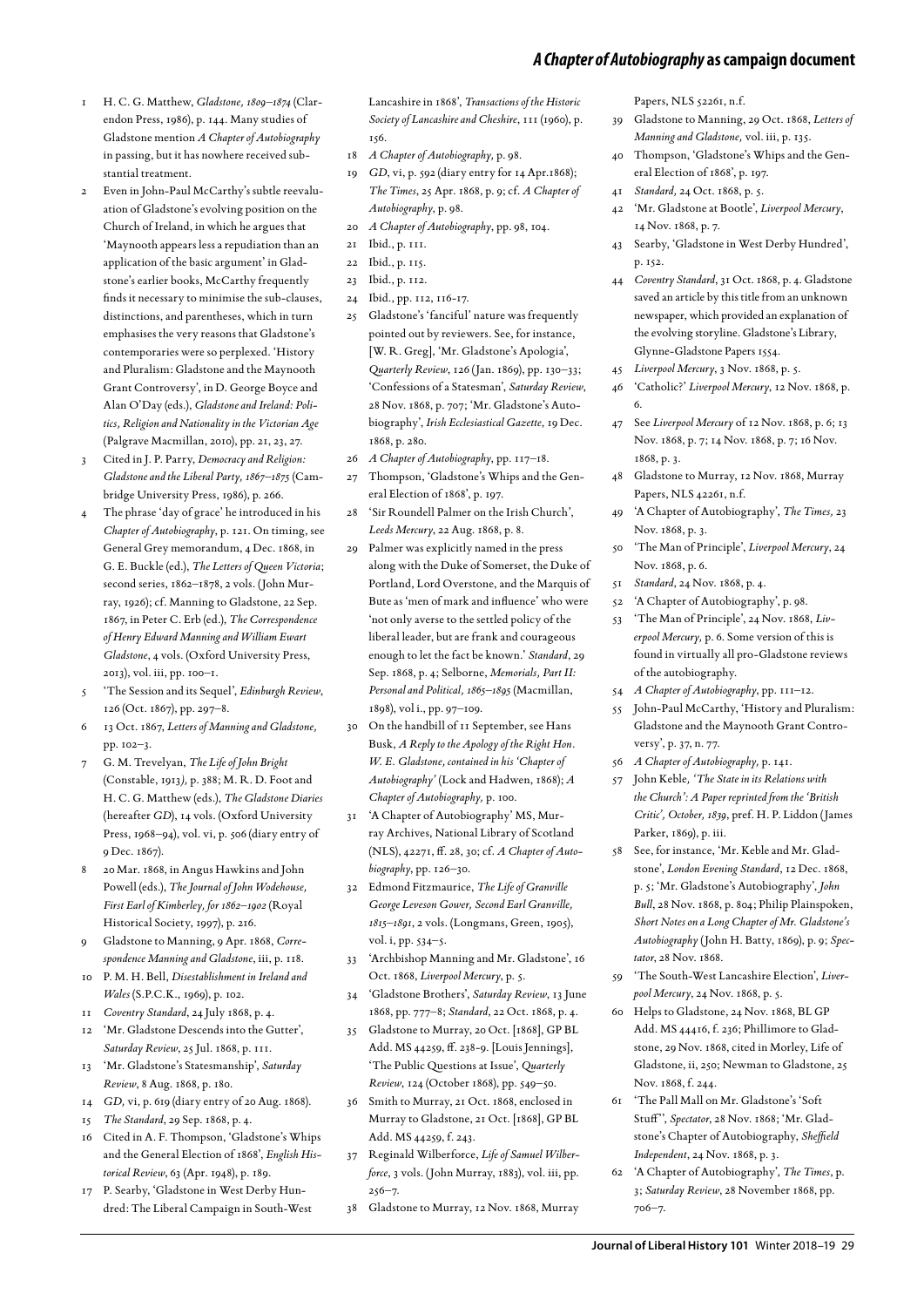1. H. C. G. Matthew, *Gladstone, 1809–1874* (Clarendon Press, 1986), p. 144. Many studies of Gladstone mention *A Chapter of Autobiography* in passing, but it has nowhere received substantial treatment.
2. Even in John-Paul McCarthy's subtle reevaluation of Gladstone's evolving position on the Church of Ireland, in which he argues that 'Maynooth appears less a repudiation than an application of the basic argument' in Gladstone's earlier books, McCarthy frequently finds it necessary to minimise the sub-clauses, distinctions, and parentheses, which in turn emphasises the very reasons that Gladstone's contemporaries were so perplexed. 'History and Pluralism: Gladstone and the Maynooth Grant Controversy', in D. George Boyce and Alan O'Day (eds.), *Gladstone and Ireland: Politics, Religion and Nationality in the Victorian Age* (Palgrave Macmillan, 2010), pp. 21, 23, 27.
3. Cited in J. P. Parry, *Democracy and Religion: Gladstone and the Liberal Party, 1867–1875* (Cambridge University Press, 1986), p. 266.
4. The phrase 'day of grace' he introduced in his *Chapter of Autobiography*, p. 121. On timing, see General Grey memorandum, 4 Dec. 1868, in G. E. Buckle (ed.), *The Letters of Queen Victoria*; second series, 1862–1878, 2 vols. (John Murray, 1926); cf. Manning to Gladstone, 22 Sep. 1867, in Peter C. Erb (ed.), *The Correspondence of Henry Edward Manning and William Ewart Gladstone*, 4 vols. (Oxford University Press, 2013), vol. iii, pp. 100–1.
5. 'The Session and its Sequel', *Edinburgh Review*, 126 (Oct. 1867), pp. 297–8.
6. 13 Oct. 1867, *Letters of Manning and Gladstone,* pp. 102–3.
7. G. M. Trevelyan, *The Life of John Bright* (Constable, 1913), p. 388; M. R. D. Foot and H. C. G. Matthew (eds.), *The Gladstone Diaries* (hereafter *GD*), 14 vols. (Oxford University Press, 1968–94), vol. vi, p. 506 (diary entry of 9 Dec. 1867).
8. 20 Mar. 1868, in Angus Hawkins and John Powell (eds.), *The Journal of John Wodehouse, First Earl of Kimberley, for 1862–1902* (Royal Historical Society, 1997), p. 216.
9. Gladstone to Manning, 9 Apr. 1868, *Correspondence Manning and Gladstone*, iii, p. 118.
10. P. M. H. Bell, *Disestablishment in Ireland and Wales* (S.P.C.K., 1969), p. 102.
11. *Coventry Standard*, 24 July 1868, p. 4.
12. 'Mr. Gladstone Descends into the Gutter', *Saturday Review*, 25 Jul. 1868, p. 111.
13. 'Mr. Gladstone's Statesmanship', *Saturday Review*, 8 Aug. 1868, p. 180.
14. *GD*, vi, p. 619 (diary entry of 20 Aug. 1868).
15. *The Standard*, 29 Sep. 1868, p. 4.
16. Cited in A. F. Thompson, 'Gladstone's Whips and the General Election of 1868', *English Historical Review*, 63 (Apr. 1948), p. 189.
17. P. Searby, 'Gladstone in West Derby Hundred: The Liberal Campaign in South-West Lancashire in 1868', *Transactions of the Historic Society of Lancashire and Cheshire*, 111 (1960), p. 156.
18. *A Chapter of Autobiography*, p. 98.
19. *GD*, vi, p. 592 (diary entry for 14 Apr.1868); *The Times*, 25 Apr. 1868, p. 9; cf. *A Chapter of Autobiography*, p. 98.
20. *A Chapter of Autobiography*, pp. 98, 104.
21. Ibid., p. 111.
22. Ibid., p. 115.
23. Ibid., p. 112.
24. Ibid., pp. 112, 116–17.
25. Gladstone's 'fanciful' nature was frequently pointed out by reviewers. See, for instance, [W. R. Greg], 'Mr. Gladstone's Apologia', *Quarterly Review*, 126 (Jan. 1869), pp. 130–33; 'Confessions of a Statesman', *Saturday Review*, 28 Nov. 1868, p. 707; 'Mr. Gladstone's Autobiography', *Irish Ecclesiastical Gazette*, 19 Dec. 1868, p. 280.
26. *A Chapter of Autobiography*, pp. 117–18.
27. Thompson, 'Gladstone's Whips and the General Election of 1868', p. 197.
28. 'Sir Roundell Palmer on the Irish Church', *Leeds Mercury*, 22 Aug. 1868, p. 8.
29. Palmer was explicitly named in the press along with the Duke of Somerset, the Duke of Portland, Lord Overstone, and the Marquis of Bute as 'men of mark and influence' who were 'not only averse to the settled policy of the liberal leader, but are frank and courageous enough to let the fact be known.' *Standard*, 29 Sep. 1868, p. 4; Selborne, *Memorials, Part II: Personal and Political, 1865–1895* (Macmillan, 1898), vol i., pp. 97–109.
30. On the handbill of 11 September, see Hans Busk, *A Reply to the Apology of the Right Hon. W. E. Gladstone, contained in his 'Chapter of Autobiography'* (Lock and Hadwen, 1868); *A Chapter of Autobiography,* p. 100.
31. 'A Chapter of Autobiography' MS, Murray Archives, National Library of Scotland (NLS), 42271, ff. 28, 30; cf. *A Chapter of Autobiography*, pp. 126–30.
32. Edmond Fitzmaurice, *The Life of Granville George Leveson Gower, Second Earl Granville, 1815–1891*, 2 vols. (Longmans, Green, 1905), vol. i, pp. 534–5.
33. 'Archbishop Manning and Mr. Gladstone', 16 Oct. 1868, *Liverpool Mercury*, p. 5.
34. 'Gladstone Brothers', *Saturday Review*, 13 June 1868, pp. 777–8; *Standard*, 22 Oct. 1868, p. 4.
35. Gladstone to Murray, 20 Oct. [1868], GP BL Add. MS 44259, ff. 238-9. [Louis Jennings], 'The Public Questions at Issue', *Quarterly Review*, 124 (October 1868), pp. 549–50.
36. Smith to Murray, 21 Oct. 1868, enclosed in Murray to Gladstone, 21 Oct. [1868], GP BL Add. MS 44259, f. 243.
37. Reginald Wilberforce, *Life of Samuel Wilberforce*, 3 vols. (John Murray, 1883), vol. iii, pp. 256–7.
38. Gladstone to Murray, 12 Nov. 1868, Murray Papers, NLS 52261, n.f.
39. Gladstone to Manning, 29 Oct. 1868, *Letters of Manning and Gladstone,* vol. iii, p. 135.
40. Thompson, 'Gladstone's Whips and the General Election of 1868', p. 197.
41. *Standard,* 24 Oct. 1868, p. 5.
42. 'Mr. Gladstone at Bootle', *Liverpool Mercury*, 14 Nov. 1868, p. 7.
43. Searby, 'Gladstone in West Derby Hundred', p. 152.
44. *Coventry Standard*, 31 Oct. 1868, p. 4. Gladstone saved an article by this title from an unknown newspaper, which provided an explanation of the evolving storyline. Gladstone's Library, Glynne-Gladstone Papers 1554.
45. *Liverpool Mercury*, 3 Nov. 1868, p. 5.
46. 'Catholic?' *Liverpool Mercury*, 12 Nov. 1868, p. 6.
47. See *Liverpool Mercury* of 12 Nov. 1868, p. 6; 13 Nov. 1868, p. 7; 14 Nov. 1868, p. 7; 16 Nov. 1868, p. 3.
48. Gladstone to Murray, 12 Nov. 1868, Murray Papers, NLS 42261, n.f.
49. 'A Chapter of Autobiography', *The Times,* 23 Nov. 1868, p. 3.
50. 'The Man of Principle', *Liverpool Mercury*, 24 Nov. 1868, p. 6.
51. *Standard*, 24 Nov. 1868, p. 4.
52. 'A Chapter of Autobiography', p. 98.
53. 'The Man of Principle', 24 Nov. 1868, *Liverpool Mercury,* p. 6. Some version of this is found in virtually all pro-Gladstone reviews of the autobiography.
54. *A Chapter of Autobiography*, pp. 111–12.
55. John-Paul McCarthy, 'History and Pluralism: Gladstone and the Maynooth Grant Controversy', p. 37, n. 77.
56. *A Chapter of Autobiography,* p. 141.
57. John Keble, *'The State in its Relations with the Church': A Paper reprinted from the 'British Critic', October, 1839*, pref. H. P. Liddon (James Parker, 1869), p. iii.
58. See, for instance, 'Mr. Keble and Mr. Gladstone', *London Evening Standard*, 12 Dec. 1868, p. 5; 'Mr. Gladstone's Autobiography', *John Bull*, 28 Nov. 1868, p. 804; Philip Plainspoken, *Short Notes on a Long Chapter of Mr. Gladstone's Autobiography* (John H. Batty, 1869), p. 9; *Spectator*, 28 Nov. 1868.
59. 'The South-West Lancashire Election', *Liverpool Mercury*, 24 Nov. 1868, p. 5.
60. Helps to Gladstone, 24 Nov. 1868, BL GP Add. MS 44416, f. 236; Phillimore to Gladstone, 29 Nov. 1868, cited in Morley, Life of Gladstone, ii, 250; Newman to Gladstone, 25 Nov. 1868, f. 244.
61. 'The Pall Mall on Mr. Gladstone's 'Soft Stuff'', *Spectator*, 28 Nov. 1868; 'Mr. Gladstone's Chapter of Autobiography, *Sheffield Independent*, 24 Nov. 1868, p. 3.
62. 'A Chapter of Autobiography', *The Times*, p. 3; *Saturday Review*, 28 November 1868, pp. 706–7.